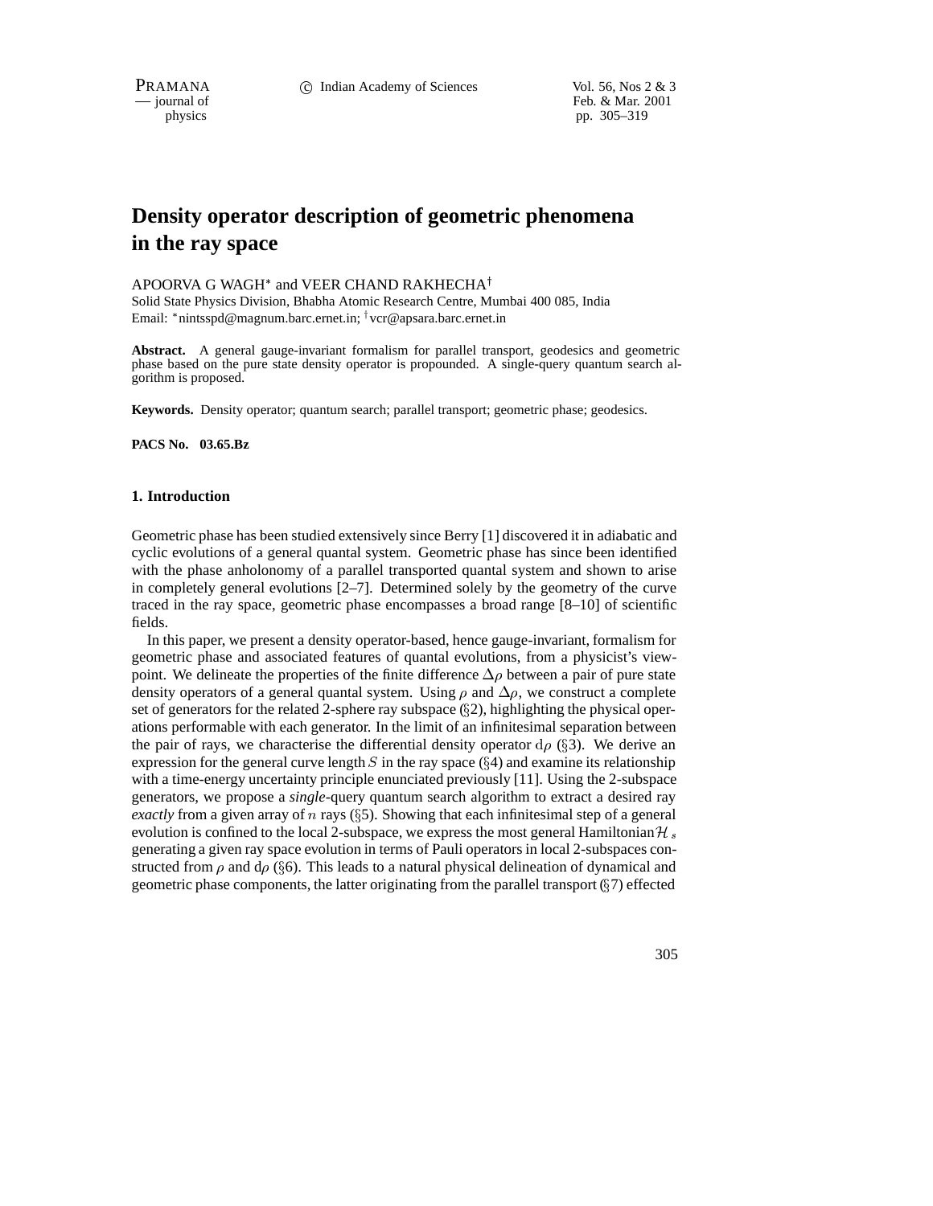# Density operator description of geometric phenomena in the ray space

APOORVA G WAGH* and VEER CHAND RAKHECHA†

Solid State Physics Division, Bhabha Atomic Research Centre, Mumbai 400 085, India

Email: *nintsspd@magnum.barc.ernet.in; †vcr@apsara.barc.ernet.in

**Abstract.** A general gauge-invariant formalism for parallel transport, geodesics and geometric phase based on the pure state density operator is propounded. A single-query quantum search algorithm is proposed.

**Keywords.** Density operator; quantum search; parallel transport; geometric phase; geodesics.

**PACS No. 03.65.Bz**

## 1. Introduction

Geometric phase has been studied extensively since Berry [1] discovered it in adiabatic and cyclic evolutions of a general quantal system. Geometric phase has since been identified with the phase anholonomy of a parallel transported quantal system and shown to arise in completely general evolutions [2–7]. Determined solely by the geometry of the curve traced in the ray space, geometric phase encompasses a broad range [8–10] of scientific fields.

In this paper, we present a density operator-based, hence gauge-invariant, formalism for geometric phase and associated features of quantal evolutions, from a physicist's viewpoint. We delineate the properties of the finite difference $\Delta\rho$ between a pair of pure state density operators of a general quantal system. Using $\rho$ and $\Delta\rho$, we construct a complete set of generators for the related 2-sphere ray subspace (§2), highlighting the physical operations performable with each generator. In the limit of an infinitesimal separation between the pair of rays, we characterise the differential density operator $\mathrm{d}\rho$ (§3). We derive an expression for the general curve length $S$ in the ray space (§4) and examine its relationship with a time-energy uncertainty principle enunciated previously [11]. Using the 2-subspace generators, we propose a *single*-query quantum search algorithm to extract a desired ray *exactly* from a given array of $n$ rays (§5). Showing that each infinitesimal step of a general evolution is confined to the local 2-subspace, we express the most general Hamiltonian $\mathcal{H}_s$ generating a given ray space evolution in terms of Pauli operators in local 2-subspaces constructed from $\rho$ and $\mathrm{d}\rho$ (§6). This leads to a natural physical delineation of dynamical and geometric phase components, the latter originating from the parallel transport (§7) effected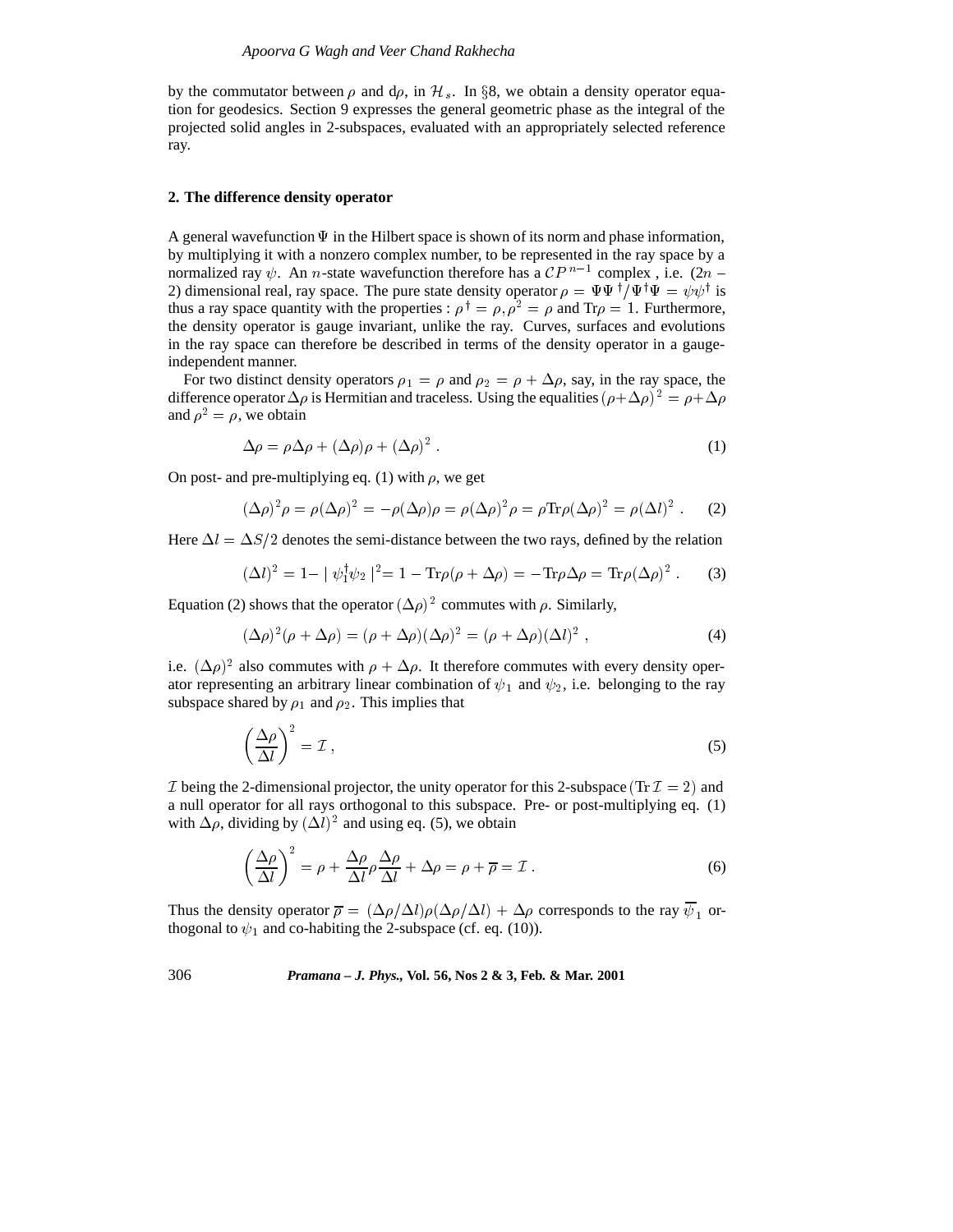by the commutator between $\rho$ and d$\rho$, in $\mathcal{H}_s$. In §8, we obtain a density operator equation for geodesics. Section 9 expresses the general geometric phase as the integral of the projected solid angles in 2-subspaces, evaluated with an appropriately selected reference ray.

## 2. The difference density operator

A general wavefunction $\Psi$ in the Hilbert space is shown of its norm and phase information, by multiplying it with a nonzero complex number, to be represented in the ray space by a normalized ray $\psi$. An $n$-state wavefunction therefore has a $\mathcal{C}P^{n-1}$ complex , i.e. $(2n-2)$ dimensional real, ray space. The pure state density operator $\rho = \Psi\Psi^{\dagger}/\Psi^{\dagger}\Psi = \psi\psi^{\dagger}$ is thus a ray space quantity with the properties : $\rho^{\dagger} = \rho, \rho^2 = \rho$ and $\mathrm{Tr}\rho = 1$. Furthermore, the density operator is gauge invariant, unlike the ray. Curves, surfaces and evolutions in the ray space can therefore be described in terms of the density operator in a gauge-independent manner.

For two distinct density operators $\rho_1 = \rho$ and $\rho_2 = \rho + \Delta\rho$, say, in the ray space, the difference operator $\Delta\rho$ is Hermitian and traceless. Using the equalities $(\rho+\Delta\rho)^2 = \rho+\Delta\rho$ and $\rho^2 = \rho$, we obtain

$$\Delta\rho = \rho\Delta\rho + (\Delta\rho)\rho + (\Delta\rho)^2 \, . \tag{1}$$

On post- and pre-multiplying eq. (1) with $\rho$, we get

$$(\Delta\rho)^2\rho = \rho(\Delta\rho)^2 = -\rho(\Delta\rho)\rho = \rho(\Delta\rho)^2\rho = \rho\mathrm{Tr}\rho(\Delta\rho)^2 = \rho(\Delta l)^2 \, . \tag{2}$$

Here $\Delta l = \Delta S/2$ denotes the semi-distance between the two rays, defined by the relation

$$(\Delta l)^2 = 1 - \mid \psi_1^{\dagger}\psi_2 \mid^2 = 1 - \mathrm{Tr}\rho(\rho + \Delta\rho) = -\mathrm{Tr}\rho\Delta\rho = \mathrm{Tr}\rho(\Delta\rho)^2 \, . \tag{3}$$

Equation (2) shows that the operator $(\Delta\rho)^2$ commutes with $\rho$. Similarly,

$$(\Delta\rho)^2(\rho + \Delta\rho) = (\rho + \Delta\rho)(\Delta\rho)^2 = (\rho + \Delta\rho)(\Delta l)^2 \, , \tag{4}$$

i.e. $(\Delta\rho)^2$ also commutes with $\rho + \Delta\rho$. It therefore commutes with every density operator representing an arbitrary linear combination of $\psi_1$ and $\psi_2$, i.e. belonging to the ray subspace shared by $\rho_1$ and $\rho_2$. This implies that

$$\left(\frac{\Delta\rho}{\Delta l}\right)^2 = \mathcal{I} \, , \tag{5}$$

$\mathcal{I}$ being the 2-dimensional projector, the unity operator for this 2-subspace $(\mathrm{Tr}\, \mathcal{I} = 2)$ and a null operator for all rays orthogonal to this subspace. Pre- or post-multiplying eq. (1) with $\Delta\rho$, dividing by $(\Delta l)^2$ and using eq. (5), we obtain

$$\left(\frac{\Delta\rho}{\Delta l}\right)^2 = \rho + \frac{\Delta\rho}{\Delta l}\rho\frac{\Delta\rho}{\Delta l} + \Delta\rho = \rho + \overline{\rho} = \mathcal{I} \, . \tag{6}$$

Thus the density operator $\overline{\rho} = (\Delta\rho/\Delta l)\rho(\Delta\rho/\Delta l) + \Delta\rho$ corresponds to the ray $\overline{\psi}_1$ orthogonal to $\psi_1$ and co-habiting the 2-subspace (cf. eq. (10)).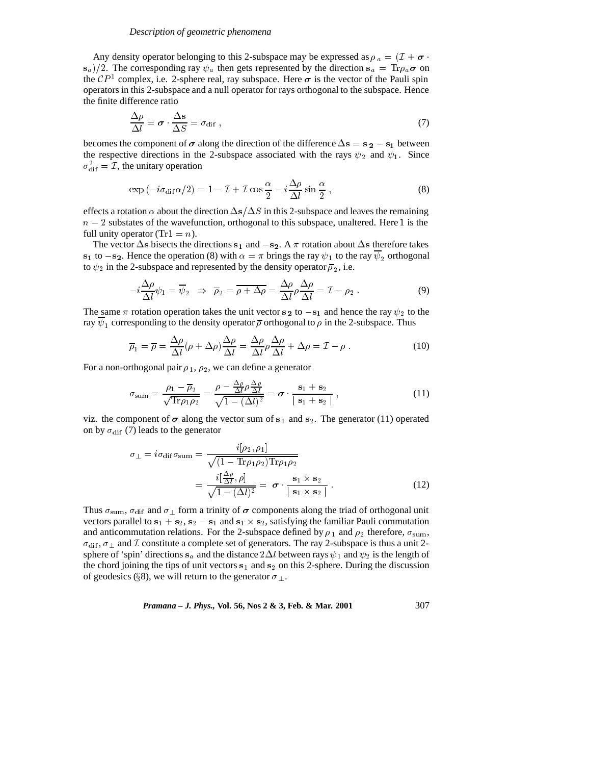Any density operator belonging to this 2-subspace may be expressed as $\rho_a = (\mathcal{I} + \boldsymbol{\sigma} \cdot \mathbf{s}_a)/2$. The corresponding ray $\psi_a$ then gets represented by the direction $\mathbf{s}_a = \mathrm{Tr}\rho_a \boldsymbol{\sigma}$ on the $\mathcal{C}P^1$ complex, i.e. 2-sphere real, ray subspace. Here $\boldsymbol{\sigma}$ is the vector of the Pauli spin operators in this 2-subspace and a null operator for rays orthogonal to the subspace. Hence the finite difference ratio

$$\frac{\Delta\rho}{\Delta l} = \boldsymbol{\sigma} \cdot \frac{\Delta\mathbf{s}}{\Delta S} = \sigma_{\mathrm{dif}} \; , \tag{7}$$

becomes the component of $\boldsymbol{\sigma}$ along the direction of the difference $\Delta\mathbf{s} = \mathbf{s_2} - \mathbf{s_1}$ between the respective directions in the 2-subspace associated with the rays $\psi_2$ and $\psi_1$. Since $\sigma_{\mathrm{dif}}^2 = \mathcal{I}$, the unitary operation

$$\exp\left(-i\sigma_{\mathrm{dif}}\alpha/2\right) = 1 - \mathcal{I} + \mathcal{I}\cos\frac{\alpha}{2} - i\frac{\Delta\rho}{\Delta l}\sin\frac{\alpha}{2} \; , \tag{8}$$

effects a rotation $\alpha$ about the direction $\Delta\mathbf{s}/\Delta S$ in this 2-subspace and leaves the remaining $n-2$ substates of the wavefunction, orthogonal to this subspace, unaltered. Here $1$ is the full unity operator ($\mathrm{Tr}1 = n$).

The vector $\Delta\mathbf{s}$ bisects the directions $\mathbf{s_1}$ and $-\mathbf{s_2}$. A $\pi$ rotation about $\Delta\mathbf{s}$ therefore takes $\mathbf{s_1}$ to $-\mathbf{s_2}$. Hence the operation (8) with $\alpha = \pi$ brings the ray $\psi_1$ to the ray $\overline{\psi}_2$ orthogonal to $\psi_2$ in the 2-subspace and represented by the density operator $\overline{\rho}_2$, i.e.

$$-i\frac{\Delta\rho}{\Delta l}\psi_1 = \overline{\psi}_2 \;\; \Rightarrow \;\; \overline{\rho}_2 = \overline{\rho + \Delta\rho} = \frac{\Delta\rho}{\Delta l}\rho\frac{\Delta\rho}{\Delta l} = \mathcal{I} - \rho_2 \; . \tag{9}$$

The same $\pi$ rotation operation takes the unit vector $\mathbf{s_2}$ to $-\mathbf{s_1}$ and hence the ray $\psi_2$ to the ray $\overline{\psi}_1$ corresponding to the density operator $\overline{\rho}$ orthogonal to $\rho$ in the 2-subspace. Thus

$$\overline{\rho}_1 = \overline{\rho} = \frac{\Delta\rho}{\Delta l}(\rho + \Delta\rho)\frac{\Delta\rho}{\Delta l} = \frac{\Delta\rho}{\Delta l}\rho\frac{\Delta\rho}{\Delta l} + \Delta\rho = \mathcal{I} - \rho \; . \tag{10}$$

For a non-orthogonal pair $\rho_1$, $\rho_2$, we can define a generator

$$\sigma_{\mathrm{sum}} = \frac{\rho_1 - \overline{\rho}_2}{\sqrt{\mathrm{Tr}\rho_1\rho_2}} = \frac{\rho - \frac{\Delta\rho}{\Delta l}\rho\frac{\Delta\rho}{\Delta l}}{\sqrt{1-(\Delta l)^2}} = \boldsymbol{\sigma} \cdot \frac{\mathbf{s}_1 + \mathbf{s}_2}{\mid \mathbf{s}_1 + \mathbf{s}_2 \mid} \; , \tag{11}$$

viz. the component of $\boldsymbol{\sigma}$ along the vector sum of $\mathbf{s}_1$ and $\mathbf{s}_2$. The generator (11) operated on by $\sigma_{\mathrm{dif}}$ (7) leads to the generator

$$\begin{aligned}\sigma_{\perp} = i\sigma_{\mathrm{dif}}\sigma_{\mathrm{sum}} &= \frac{i[\rho_2, \rho_1]}{\sqrt{(1 - \mathrm{Tr}\rho_1\rho_2)\mathrm{Tr}\rho_1\rho_2}} \\ &= \frac{i[\frac{\Delta\rho}{\Delta l}, \rho]}{\sqrt{1-(\Delta l)^2}} = \boldsymbol{\sigma} \cdot \frac{\mathbf{s}_1 \times \mathbf{s}_2}{\mid \mathbf{s}_1 \times \mathbf{s}_2 \mid} \; . \end{aligned} \tag{12}$$

Thus $\sigma_{\mathrm{sum}}$, $\sigma_{\mathrm{dif}}$ and $\sigma_{\perp}$ form a trinity of $\boldsymbol{\sigma}$ components along the triad of orthogonal unit vectors parallel to $\mathbf{s}_1 + \mathbf{s}_2$, $\mathbf{s}_2 - \mathbf{s}_1$ and $\mathbf{s}_1 \times \mathbf{s}_2$, satisfying the familiar Pauli commutation and anticommutation relations. For the 2-subspace defined by $\rho_1$ and $\rho_2$ therefore, $\sigma_{\mathrm{sum}}$, $\sigma_{\mathrm{dif}}$, $\sigma_{\perp}$ and $\mathcal{I}$ constitute a complete set of generators. The ray 2-subspace is thus a unit 2-sphere of 'spin' directions $\mathbf{s}_a$ and the distance $2\Delta l$ between rays $\psi_1$ and $\psi_2$ is the length of the chord joining the tips of unit vectors $\mathbf{s}_1$ and $\mathbf{s}_2$ on this 2-sphere. During the discussion of geodesics (§8), we will return to the generator $\sigma_{\perp}$.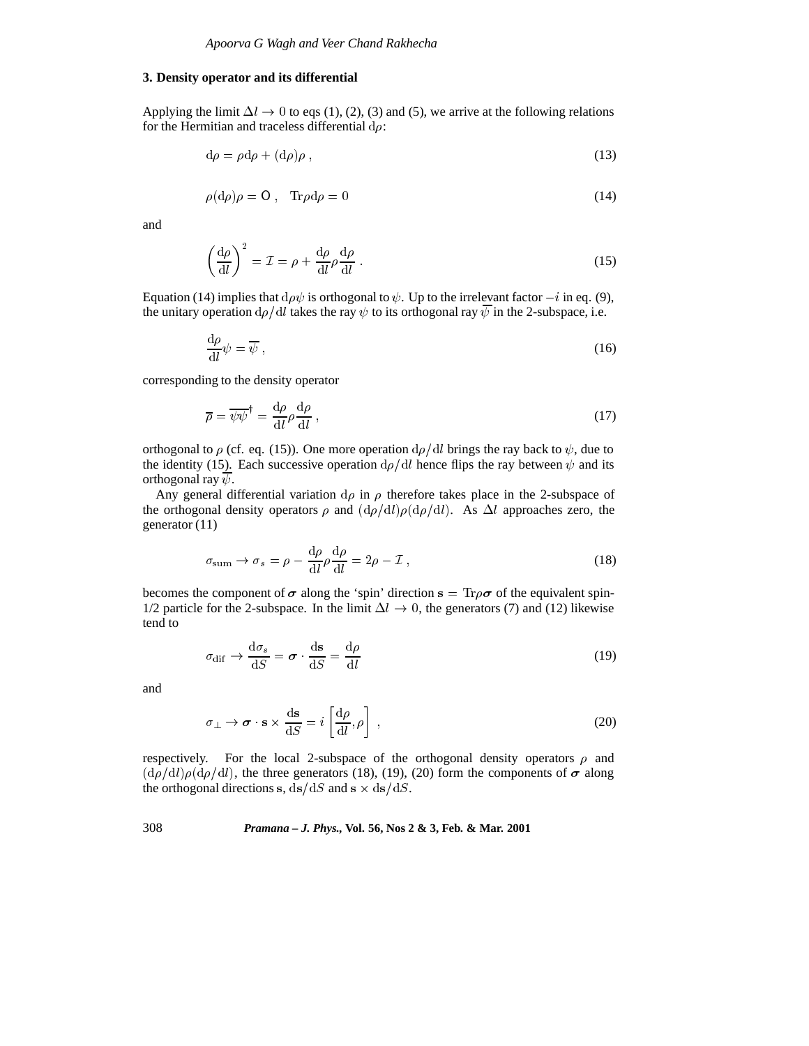## 3. Density operator and its differential

Applying the limit $\Delta l \to 0$ to eqs (1), (2), (3) and (5), we arrive at the following relations for the Hermitian and traceless differential $\mathrm{d}\rho$:

$$\mathrm{d}\rho = \rho \mathrm{d}\rho + (\mathrm{d}\rho)\rho \, , \tag{13}$$

$$\rho(\mathrm{d}\rho)\rho = \mathsf{O} \, , \quad \mathrm{Tr}\rho\mathrm{d}\rho = 0 \tag{14}$$

and

$$\left(\frac{\mathrm{d}\rho}{\mathrm{d}l}\right)^2 = \mathcal{I} = \rho + \frac{\mathrm{d}\rho}{\mathrm{d}l}\rho\frac{\mathrm{d}\rho}{\mathrm{d}l} \, . \tag{15}$$

Equation (14) implies that $\mathrm{d}\rho\psi$ is orthogonal to $\psi$. Up to the irrelevant factor $-i$ in eq. (9), the unitary operation $\mathrm{d}\rho/\mathrm{d}l$ takes the ray $\psi$ to its orthogonal ray $\overline{\psi}$ in the 2-subspace, i.e.

$$\frac{\mathrm{d}\rho}{\mathrm{d}l}\psi = \overline{\psi} \, , \tag{16}$$

corresponding to the density operator

$$\overline{\rho} = \overline{\psi\psi}^{\dagger} = \frac{\mathrm{d}\rho}{\mathrm{d}l}\rho\frac{\mathrm{d}\rho}{\mathrm{d}l} \, , \tag{17}$$

orthogonal to $\rho$ (cf. eq. (15)). One more operation $\mathrm{d}\rho/\mathrm{d}l$ brings the ray back to $\psi$, due to the identity (15). Each successive operation $\mathrm{d}\rho/\mathrm{d}l$ hence flips the ray between $\psi$ and its orthogonal ray $\overline{\psi}$.

Any general differential variation $\mathrm{d}\rho$ in $\rho$ therefore takes place in the 2-subspace of the orthogonal density operators $\rho$ and $(\mathrm{d}\rho/\mathrm{d}l)\rho(\mathrm{d}\rho/\mathrm{d}l)$. As $\Delta l$ approaches zero, the generator (11)

$$\sigma_{\mathrm{sum}} \to \sigma_s = \rho - \frac{\mathrm{d}\rho}{\mathrm{d}l}\rho\frac{\mathrm{d}\rho}{\mathrm{d}l} = 2\rho - \mathcal{I} \, , \tag{18}$$

becomes the component of $\boldsymbol{\sigma}$ along the 'spin' direction $\mathbf{s} = \mathrm{Tr}\rho\boldsymbol{\sigma}$ of the equivalent spin-1/2 particle for the 2-subspace. In the limit $\Delta l \to 0$, the generators (7) and (12) likewise tend to

$$\sigma_{\mathrm{dif}} \to \frac{\mathrm{d}\sigma_s}{\mathrm{d}S} = \boldsymbol{\sigma} \cdot \frac{\mathrm{d}\mathbf{s}}{\mathrm{d}S} = \frac{\mathrm{d}\rho}{\mathrm{d}l} \tag{19}$$

and

$$\sigma_{\perp} \to \boldsymbol{\sigma} \cdot \mathbf{s} \times \frac{\mathrm{d}\mathbf{s}}{\mathrm{d}S} = i\left[\frac{\mathrm{d}\rho}{\mathrm{d}l}, \rho\right] \, , \tag{20}$$

respectively. For the local 2-subspace of the orthogonal density operators $\rho$ and $(\mathrm{d}\rho/\mathrm{d}l)\rho(\mathrm{d}\rho/\mathrm{d}l)$, the three generators (18), (19), (20) form the components of $\boldsymbol{\sigma}$ along the orthogonal directions $\mathbf{s}$, $\mathrm{d}\mathbf{s}/\mathrm{d}S$ and $\mathbf{s} \times \mathrm{d}\mathbf{s}/\mathrm{d}S$.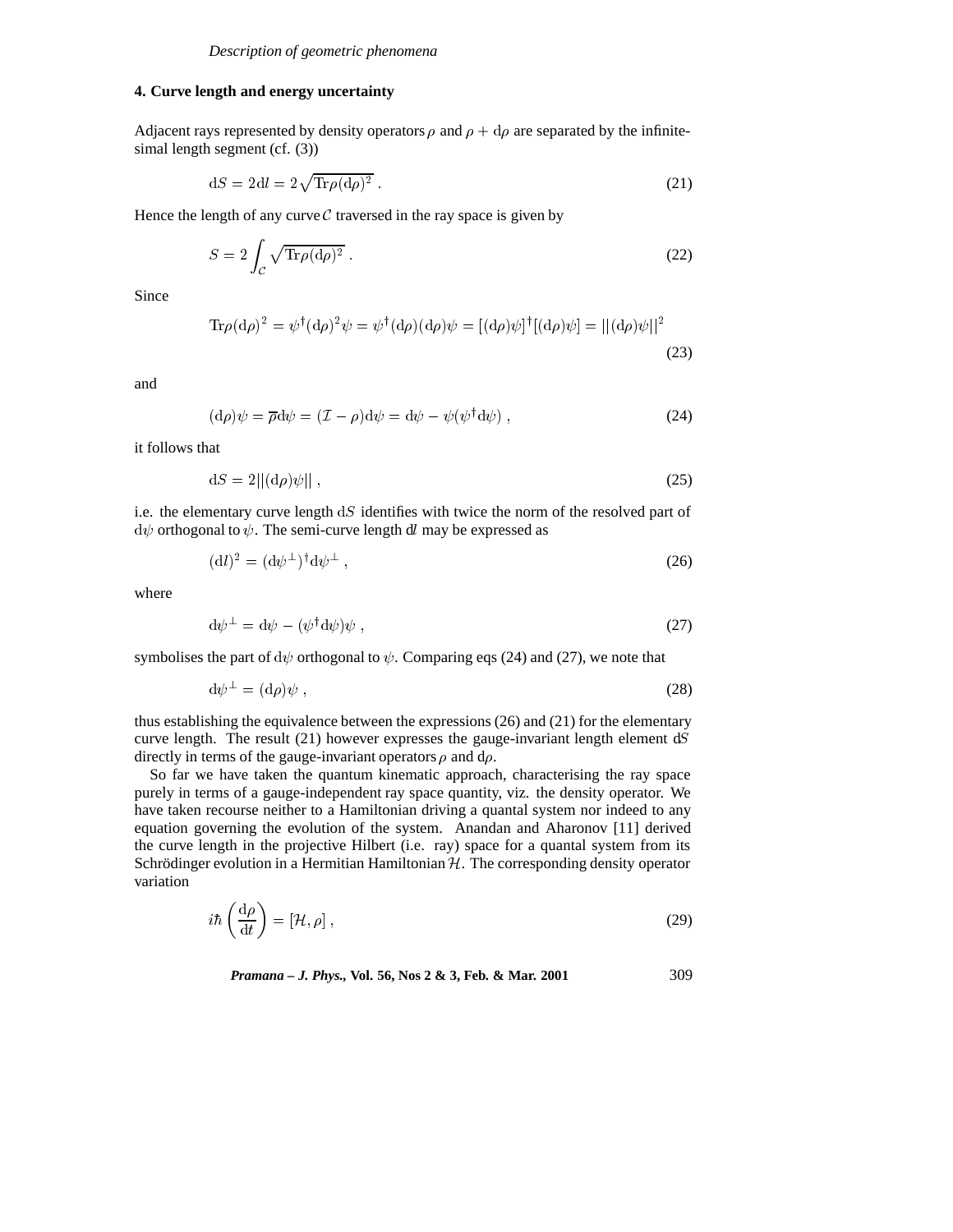## 4. Curve length and energy uncertainty

Adjacent rays represented by density operators $\rho$ and $\rho + \mathrm{d}\rho$ are separated by the infinitesimal length segment (cf. (3))

$$\mathrm{d}S = 2\mathrm{d}l = 2\sqrt{\mathrm{Tr}\rho(\mathrm{d}\rho)^2}\ . \tag{21}$$

Hence the length of any curve $\mathcal{C}$ traversed in the ray space is given by

$$S = 2\int_{\mathcal{C}} \sqrt{\mathrm{Tr}\rho(\mathrm{d}\rho)^2}\ . \tag{22}$$

Since

$$\mathrm{Tr}\rho(\mathrm{d}\rho)^2 = \psi^\dagger(\mathrm{d}\rho)^2\psi = \psi^\dagger(\mathrm{d}\rho)(\mathrm{d}\rho)\psi = [(\mathrm{d}\rho)\psi]^\dagger[(\mathrm{d}\rho)\psi] = ||(\mathrm{d}\rho)\psi||^2 \tag{23}$$

and

$$(\mathrm{d}\rho)\psi = \overline{\rho}\mathrm{d}\psi = (\mathcal{I} - \rho)\mathrm{d}\psi = \mathrm{d}\psi - \psi(\psi^\dagger\mathrm{d}\psi)\ , \tag{24}$$

it follows that

$$\mathrm{d}S = 2||(\mathrm{d}\rho)\psi||\ , \tag{25}$$

i.e. the elementary curve length $\mathrm{d}S$ identifies with twice the norm of the resolved part of $\mathrm{d}\psi$ orthogonal to $\psi$. The semi-curve length $\mathrm{d}l$ may be expressed as

$$(\mathrm{d}l)^2 = (\mathrm{d}\psi^\perp)^\dagger\mathrm{d}\psi^\perp\ , \tag{26}$$

where

$$\mathrm{d}\psi^\perp = \mathrm{d}\psi - (\psi^\dagger\mathrm{d}\psi)\psi\ , \tag{27}$$

symbolises the part of $\mathrm{d}\psi$ orthogonal to $\psi$. Comparing eqs (24) and (27), we note that

$$\mathrm{d}\psi^\perp = (\mathrm{d}\rho)\psi\ , \tag{28}$$

thus establishing the equivalence between the expressions (26) and (21) for the elementary curve length. The result (21) however expresses the gauge-invariant length element $\mathrm{d}S$ directly in terms of the gauge-invariant operators $\rho$ and $\mathrm{d}\rho$.

So far we have taken the quantum kinematic approach, characterising the ray space purely in terms of a gauge-independent ray space quantity, viz. the density operator. We have taken recourse neither to a Hamiltonian driving a quantal system nor indeed to any equation governing the evolution of the system. Anandan and Aharonov [11] derived the curve length in the projective Hilbert (i.e. ray) space for a quantal system from its Schrödinger evolution in a Hermitian Hamiltonian $\mathcal{H}$. The corresponding density operator variation

$$i\hbar\left(\frac{\mathrm{d}\rho}{\mathrm{d}t}\right) = [\mathcal{H}, \rho]\ , \tag{29}$$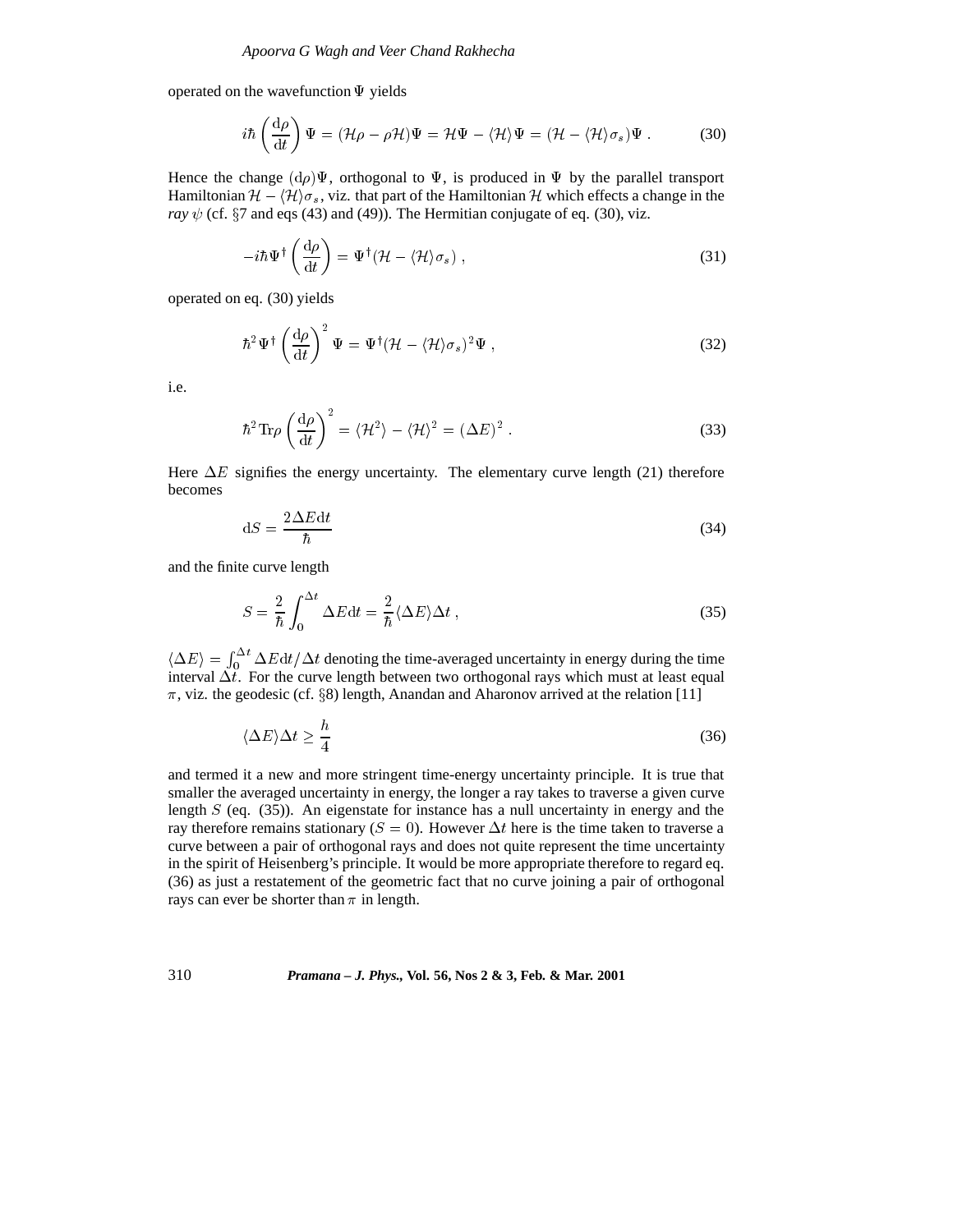operated on the wavefunction $\Psi$ yields

$$i\hbar\left(\frac{\mathrm{d}\rho}{\mathrm{d}t}\right)\Psi = (\mathcal{H}\rho - \rho\mathcal{H})\Psi = \mathcal{H}\Psi - \langle\mathcal{H}\rangle\Psi = (\mathcal{H} - \langle\mathcal{H}\rangle\sigma_s)\Psi \; . \tag{30}$$

Hence the change $(\mathrm{d}\rho)\Psi$, orthogonal to $\Psi$, is produced in $\Psi$ by the parallel transport Hamiltonian $\mathcal{H} - \langle\mathcal{H}\rangle\sigma_s$, viz. that part of the Hamiltonian $\mathcal{H}$ which effects a change in the *ray* $\psi$ (cf. §7 and eqs (43) and (49)). The Hermitian conjugate of eq. (30), viz.

$$-i\hbar\Psi^\dagger\left(\frac{\mathrm{d}\rho}{\mathrm{d}t}\right) = \Psi^\dagger(\mathcal{H} - \langle\mathcal{H}\rangle\sigma_s) \; , \tag{31}$$

operated on eq. (30) yields

$$\hbar^2\Psi^\dagger\left(\frac{\mathrm{d}\rho}{\mathrm{d}t}\right)^2\Psi = \Psi^\dagger(\mathcal{H} - \langle\mathcal{H}\rangle\sigma_s)^2\Psi \; , \tag{32}$$

i.e.

$$\hbar^2\,\mathrm{Tr}\rho\left(\frac{\mathrm{d}\rho}{\mathrm{d}t}\right)^2 = \langle\mathcal{H}^2\rangle - \langle\mathcal{H}\rangle^2 = (\Delta E)^2 \; . \tag{33}$$

Here $\Delta E$ signifies the energy uncertainty. The elementary curve length (21) therefore becomes

$$\mathrm{d}S = \frac{2\Delta E\,\mathrm{d}t}{\hbar} \tag{34}$$

and the finite curve length

$$S = \frac{2}{\hbar}\int_0^{\Delta t}\Delta E\,\mathrm{d}t = \frac{2}{\hbar}\langle\Delta E\rangle\Delta t \; , \tag{35}$$

$\langle\Delta E\rangle = \int_0^{\Delta t}\Delta E\,\mathrm{d}t/\Delta t$ denoting the time-averaged uncertainty in energy during the time interval $\Delta t$. For the curve length between two orthogonal rays which must at least equal $\pi$, viz. the geodesic (cf. §8) length, Anandan and Aharonov arrived at the relation [11]

$$\langle\Delta E\rangle\Delta t \geq \frac{h}{4} \tag{36}$$

and termed it a new and more stringent time-energy uncertainty principle. It is true that smaller the averaged uncertainty in energy, the longer a ray takes to traverse a given curve length $S$ (eq. (35)). An eigenstate for instance has a null uncertainty in energy and the ray therefore remains stationary ($S = 0$). However $\Delta t$ here is the time taken to traverse a curve between a pair of orthogonal rays and does not quite represent the time uncertainty in the spirit of Heisenberg's principle. It would be more appropriate therefore to regard eq. (36) as just a restatement of the geometric fact that no curve joining a pair of orthogonal rays can ever be shorter than $\pi$ in length.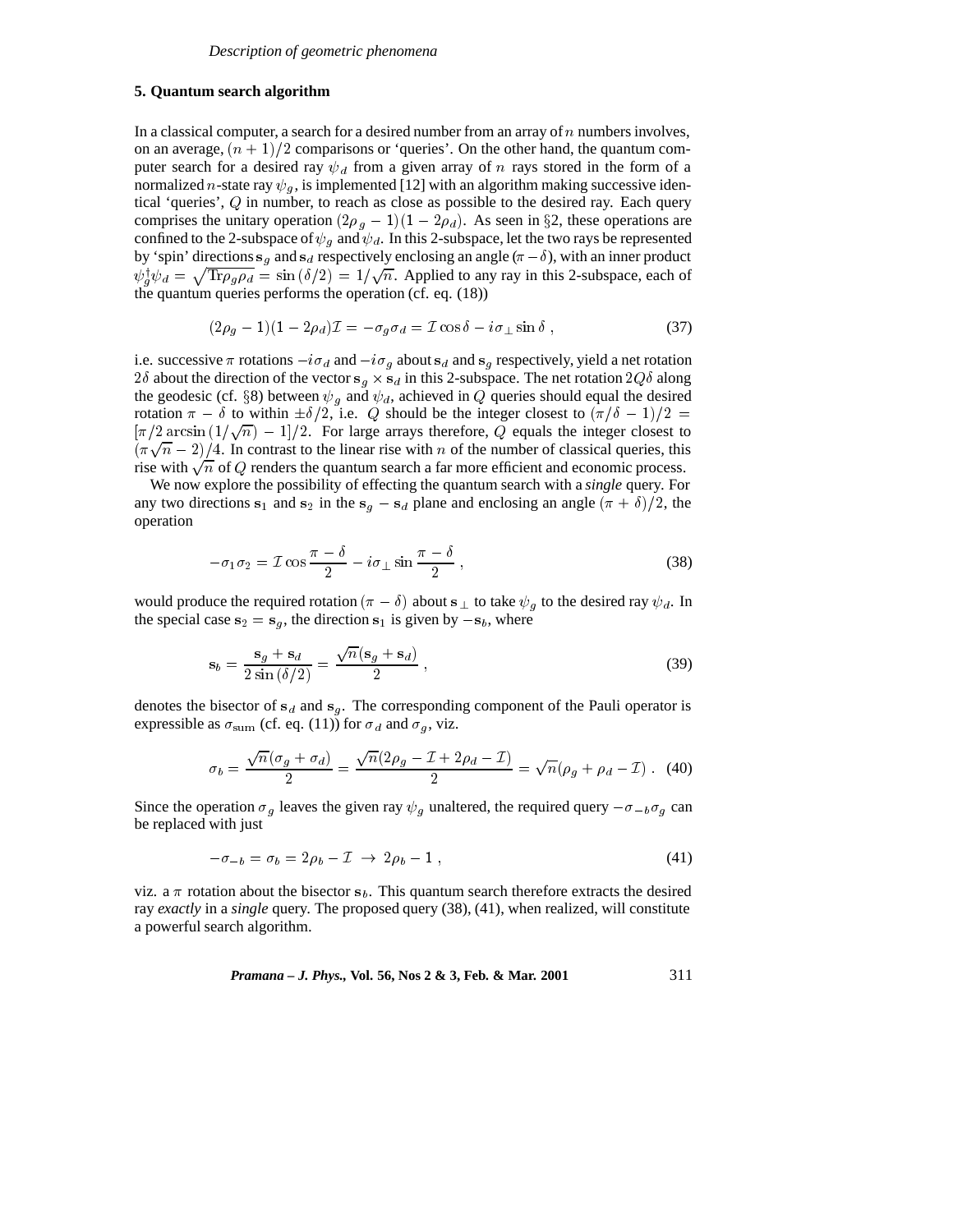## 5. Quantum search algorithm

In a classical computer, a search for a desired number from an array of $n$ numbers involves, on an average, $(n+1)/2$ comparisons or 'queries'. On the other hand, the quantum computer search for a desired ray $\psi_d$ from a given array of $n$ rays stored in the form of a normalized $n$-state ray $\psi_g$, is implemented [12] with an algorithm making successive identical 'queries', $Q$ in number, to reach as close as possible to the desired ray. Each query comprises the unitary operation $(2\rho_g - 1)(1 - 2\rho_d)$. As seen in §2, these operations are confined to the 2-subspace of $\psi_g$ and $\psi_d$. In this 2-subspace, let the two rays be represented by 'spin' directions $\mathbf{s}_g$ and $\mathbf{s}_d$ respectively enclosing an angle $(\pi - \delta)$, with an inner product $\psi_g^\dagger \psi_d = \sqrt{\mathrm{Tr}\rho_g \rho_d} = \sin(\delta/2) = 1/\sqrt{n}$. Applied to any ray in this 2-subspace, each of the quantum queries performs the operation (cf. eq. (18))

$$(2\rho_g - 1)(1 - 2\rho_d)\mathcal{I} = -\sigma_g \sigma_d = \mathcal{I}\cos\delta - i\sigma_\perp \sin\delta\,, \tag{37}$$

i.e. successive $\pi$ rotations $-i\sigma_d$ and $-i\sigma_g$ about $\mathbf{s}_d$ and $\mathbf{s}_g$ respectively, yield a net rotation $2\delta$ about the direction of the vector $\mathbf{s}_g \times \mathbf{s}_d$ in this 2-subspace. The net rotation $2Q\delta$ along the geodesic (cf. §8) between $\psi_g$ and $\psi_d$, achieved in $Q$ queries should equal the desired rotation $\pi - \delta$ to within $\pm\delta/2$, i.e. $Q$ should be the integer closest to $(\pi/\delta - 1)/2 = [\pi/2\arcsin(1/\sqrt{n}) - 1]/2$. For large arrays therefore, $Q$ equals the integer closest to $(\pi\sqrt{n} - 2)/4$. In contrast to the linear rise with $n$ of the number of classical queries, this rise with $\sqrt{n}$ of $Q$ renders the quantum search a far more efficient and economic process.

We now explore the possibility of effecting the quantum search with a *single* query. For any two directions $\mathbf{s}_1$ and $\mathbf{s}_2$ in the $\mathbf{s}_g - \mathbf{s}_d$ plane and enclosing an angle $(\pi + \delta)/2$, the operation

$$-\sigma_1 \sigma_2 = \mathcal{I}\cos\frac{\pi - \delta}{2} - i\sigma_\perp \sin\frac{\pi - \delta}{2}\,, \tag{38}$$

would produce the required rotation $(\pi - \delta)$ about $\mathbf{s}_\perp$ to take $\psi_g$ to the desired ray $\psi_d$. In the special case $\mathbf{s}_2 = \mathbf{s}_g$, the direction $\mathbf{s}_1$ is given by $-\mathbf{s}_b$, where

$$\mathbf{s}_b = \frac{\mathbf{s}_g + \mathbf{s}_d}{2\sin(\delta/2)} = \frac{\sqrt{n}(\mathbf{s}_g + \mathbf{s}_d)}{2}\,, \tag{39}$$

denotes the bisector of $\mathbf{s}_d$ and $\mathbf{s}_g$. The corresponding component of the Pauli operator is expressible as $\sigma_{\mathrm{sum}}$ (cf. eq. (11)) for $\sigma_d$ and $\sigma_g$, viz.

$$\sigma_b = \frac{\sqrt{n}(\sigma_g + \sigma_d)}{2} = \frac{\sqrt{n}(2\rho_g - \mathcal{I} + 2\rho_d - \mathcal{I})}{2} = \sqrt{n}(\rho_g + \rho_d - \mathcal{I})\,. \tag{40}$$

Since the operation $\sigma_g$ leaves the given ray $\psi_g$ unaltered, the required query $-\sigma_{-b}\sigma_g$ can be replaced with just

$$-\sigma_{-b} = \sigma_b = 2\rho_b - \mathcal{I} \;\rightarrow\; 2\rho_b - 1\,, \tag{41}$$

viz. a $\pi$ rotation about the bisector $\mathbf{s}_b$. This quantum search therefore extracts the desired ray *exactly* in a *single* query. The proposed query (38), (41), when realized, will constitute a powerful search algorithm.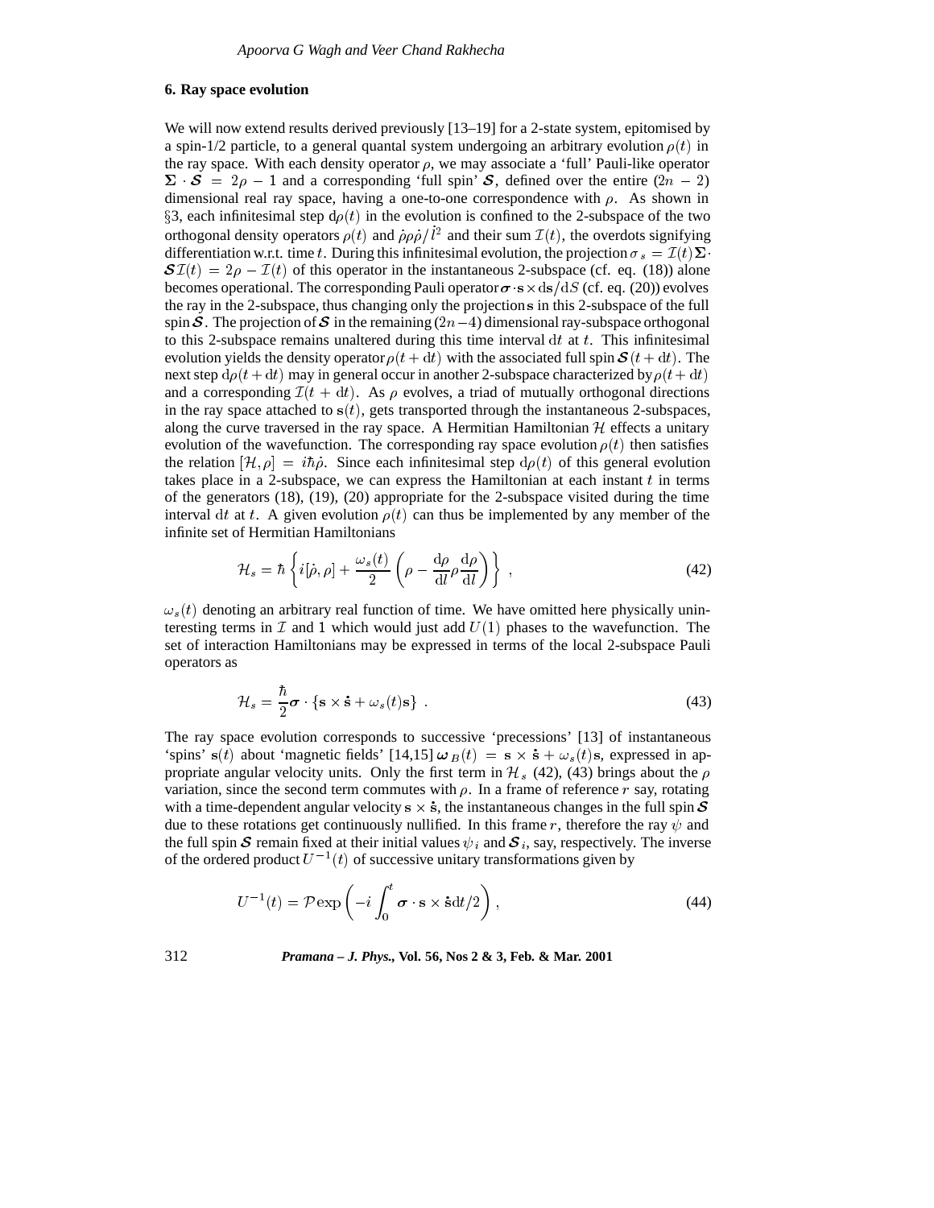## 6. Ray space evolution

We will now extend results derived previously [13–19] for a 2-state system, epitomised by a spin-1/2 particle, to a general quantal system undergoing an arbitrary evolution $\rho(t)$ in the ray space. With each density operator $\rho$, we may associate a 'full' Pauli-like operator $\boldsymbol{\Sigma} \cdot \boldsymbol{\mathcal{S}} = 2\rho - 1$ and a corresponding 'full spin' $\boldsymbol{\mathcal{S}}$, defined over the entire $(2n-2)$ dimensional real ray space, having a one-to-one correspondence with $\rho$. As shown in §3, each infinitesimal step $\mathrm{d}\rho(t)$ in the evolution is confined to the 2-subspace of the two orthogonal density operators $\rho(t)$ and $\dot{\rho}\rho\dot{\rho}/\dot{l}^2$ and their sum $\mathcal{I}(t)$, the overdots signifying differentiation w.r.t. time $t$. During this infinitesimal evolution, the projection $\sigma_s = \mathcal{I}(t)\boldsymbol{\Sigma}\cdot\boldsymbol{\mathcal{S}}\mathcal{I}(t) = 2\rho - \mathcal{I}(t)$ of this operator in the instantaneous 2-subspace (cf. eq. (18)) alone becomes operational. The corresponding Pauli operator $\boldsymbol{\sigma}\cdot\mathbf{s}\times\mathrm{d}\mathbf{s}/\mathrm{d}S$ (cf. eq. (20)) evolves the ray in the 2-subspace, thus changing only the projection $\mathbf{s}$ in this 2-subspace of the full spin $\boldsymbol{\mathcal{S}}$. The projection of $\boldsymbol{\mathcal{S}}$ in the remaining $(2n-4)$ dimensional ray-subspace orthogonal to this 2-subspace remains unaltered during this time interval $\mathrm{d}t$ at $t$. This infinitesimal evolution yields the density operator $\rho(t+\mathrm{d}t)$ with the associated full spin $\boldsymbol{\mathcal{S}}(t+\mathrm{d}t)$. The next step $\mathrm{d}\rho(t+\mathrm{d}t)$ may in general occur in another 2-subspace characterized by $\rho(t+\mathrm{d}t)$ and a corresponding $\mathcal{I}(t+\mathrm{d}t)$. As $\rho$ evolves, a triad of mutually orthogonal directions in the ray space attached to $\mathbf{s}(t)$, gets transported through the instantaneous 2-subspaces, along the curve traversed in the ray space. A Hermitian Hamiltonian $\mathcal{H}$ effects a unitary evolution of the wavefunction. The corresponding ray space evolution $\rho(t)$ then satisfies the relation $[\mathcal{H},\rho] = i\hbar\dot{\rho}$. Since each infinitesimal step $\mathrm{d}\rho(t)$ of this general evolution takes place in a 2-subspace, we can express the Hamiltonian at each instant $t$ in terms of the generators (18), (19), (20) appropriate for the 2-subspace visited during the time interval $\mathrm{d}t$ at $t$. A given evolution $\rho(t)$ can thus be implemented by any member of the infinite set of Hermitian Hamiltonians

$$\mathcal{H}_s = \hbar\left\{ i[\dot{\rho},\rho] + \frac{\omega_s(t)}{2}\left(\rho - \frac{\mathrm{d}\rho}{\mathrm{d}l}\rho\frac{\mathrm{d}\rho}{\mathrm{d}l}\right)\right\}\,, \tag{42}$$

$\omega_s(t)$ denoting an arbitrary real function of time. We have omitted here physically uninteresting terms in $\mathcal{I}$ and 1 which would just add $U(1)$ phases to the wavefunction. The set of interaction Hamiltonians may be expressed in terms of the local 2-subspace Pauli operators as

$$\mathcal{H}_s = \frac{\hbar}{2}\boldsymbol{\sigma}\cdot\{\mathbf{s}\times\dot{\mathbf{s}} + \omega_s(t)\mathbf{s}\}\,. \tag{43}$$

The ray space evolution corresponds to successive 'precessions' [13] of instantaneous 'spins' $\mathbf{s}(t)$ about 'magnetic fields' [14,15] $\boldsymbol{\omega}_B(t) = \mathbf{s}\times\dot{\mathbf{s}} + \omega_s(t)\mathbf{s}$, expressed in appropriate angular velocity units. Only the first term in $\mathcal{H}_s$ (42), (43) brings about the $\rho$ variation, since the second term commutes with $\rho$. In a frame of reference $r$ say, rotating with a time-dependent angular velocity $\mathbf{s}\times\dot{\mathbf{s}}$, the instantaneous changes in the full spin $\boldsymbol{\mathcal{S}}$ due to these rotations get continuously nullified. In this frame $r$, therefore the ray $\psi$ and the full spin $\boldsymbol{\mathcal{S}}$ remain fixed at their initial values $\psi_i$ and $\boldsymbol{\mathcal{S}}_i$, say, respectively. The inverse of the ordered product $U^{-1}(t)$ of successive unitary transformations given by

$$U^{-1}(t) = \mathcal{P}\exp\left(-i\int_0^t \boldsymbol{\sigma}\cdot\mathbf{s}\times\dot{\mathbf{s}}\mathrm{d}t/2\right), \tag{44}$$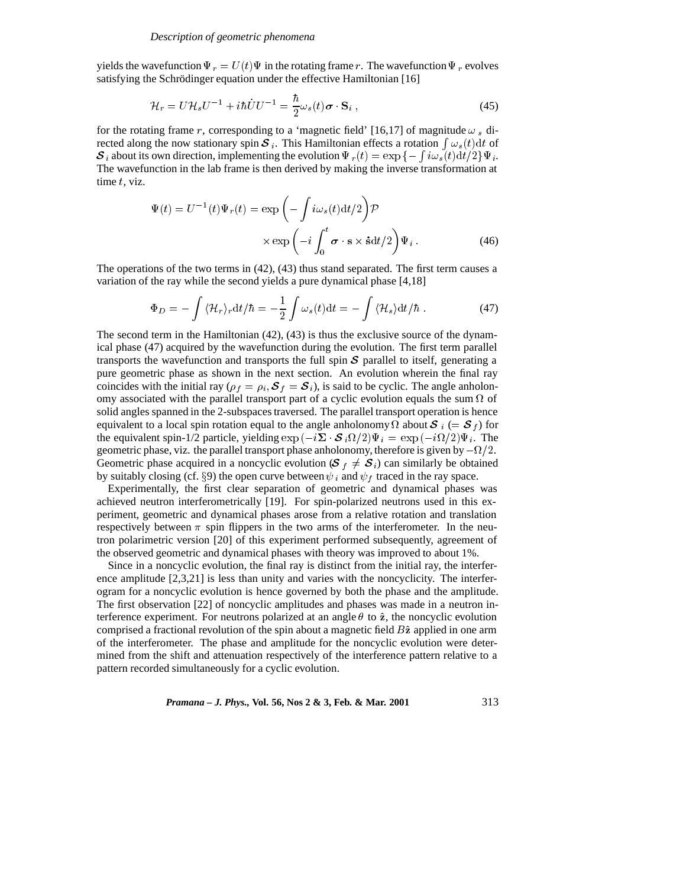yields the wavefunction $\Psi_r = U(t)\Psi$ in the rotating frame $r$. The wavefunction $\Psi_r$ evolves satisfying the Schrödinger equation under the effective Hamiltonian [16]

$$\mathcal{H}_r = U\mathcal{H}_s U^{-1} + i\hbar\dot{U}U^{-1} = \frac{\hbar}{2}\omega_s(t)\boldsymbol{\sigma}\cdot\mathbf{S}_i\ , \tag{45}$$

for the rotating frame $r$, corresponding to a 'magnetic field' [16,17] of magnitude $\omega_s$ directed along the now stationary spin $\boldsymbol{\mathcal{S}}_i$. This Hamiltonian effects a rotation $\int\omega_s(t)\mathrm{d}t$ of $\boldsymbol{\mathcal{S}}_i$ about its own direction, implementing the evolution $\Psi_r(t) = \exp\{-\int i\omega_s(t)\mathrm{d}t/2\}\Psi_i$. The wavefunction in the lab frame is then derived by making the inverse transformation at time $t$, viz.

$$\Psi(t) = U^{-1}(t)\Psi_r(t) = \exp\left(-\int i\omega_s(t)\mathrm{d}t/2\right)\mathcal{P} \times\exp\left(-i\int_0^t \boldsymbol{\sigma}\cdot\mathbf{s}\times\dot{\mathbf{s}}\mathrm{d}t/2\right)\Psi_i\ . \tag{46}$$

The operations of the two terms in (42), (43) thus stand separated. The first term causes a variation of the ray while the second yields a pure dynamical phase [4,18]

$$\Phi_D = -\int\langle\mathcal{H}_r\rangle_r\mathrm{d}t/\hbar = -\frac{1}{2}\int\omega_s(t)\mathrm{d}t = -\int\langle\mathcal{H}_s\rangle\mathrm{d}t/\hbar\ . \tag{47}$$

The second term in the Hamiltonian (42), (43) is thus the exclusive source of the dynamical phase (47) acquired by the wavefunction during the evolution. The first term parallel transports the wavefunction and transports the full spin $\boldsymbol{\mathcal{S}}$ parallel to itself, generating a pure geometric phase as shown in the next section. An evolution wherein the final ray coincides with the initial ray ($\rho_f = \rho_i, \boldsymbol{\mathcal{S}}_f = \boldsymbol{\mathcal{S}}_i$), is said to be cyclic. The angle anholonomy associated with the parallel transport part of a cyclic evolution equals the sum $\Omega$ of solid angles spanned in the 2-subspaces traversed. The parallel transport operation is hence equivalent to a local spin rotation equal to the angle anholonomy $\Omega$ about $\boldsymbol{\mathcal{S}}_i$ ($= \boldsymbol{\mathcal{S}}_f$) for the equivalent spin-1/2 particle, yielding $\exp(-i\boldsymbol{\Sigma}\cdot\boldsymbol{\mathcal{S}}_i\Omega/2)\Psi_i = \exp(-i\Omega/2)\Psi_i$. The geometric phase, viz. the parallel transport phase anholonomy, therefore is given by $-\Omega/2$. Geometric phase acquired in a noncyclic evolution ($\boldsymbol{\mathcal{S}}_f \neq \boldsymbol{\mathcal{S}}_i$) can similarly be obtained by suitably closing (cf. §9) the open curve between $\psi_i$ and $\psi_f$ traced in the ray space.

Experimentally, the first clear separation of geometric and dynamical phases was achieved neutron interferometrically [19]. For spin-polarized neutrons used in this experiment, geometric and dynamical phases arose from a relative rotation and translation respectively between $\pi$ spin flippers in the two arms of the interferometer. In the neutron polarimetric version [20] of this experiment performed subsequently, agreement of the observed geometric and dynamical phases with theory was improved to about 1%.

Since in a noncyclic evolution, the final ray is distinct from the initial ray, the interference amplitude [2,3,21] is less than unity and varies with the noncyclicity. The interferogram for a noncyclic evolution is hence governed by both the phase and the amplitude. The first observation [22] of noncyclic amplitudes and phases was made in a neutron interference experiment. For neutrons polarized at an angle $\theta$ to $\hat{\mathbf{z}}$, the noncyclic evolution comprised a fractional revolution of the spin about a magnetic field $B\hat{\mathbf{z}}$ applied in one arm of the interferometer. The phase and amplitude for the noncyclic evolution were determined from the shift and attenuation respectively of the interference pattern relative to a pattern recorded simultaneously for a cyclic evolution.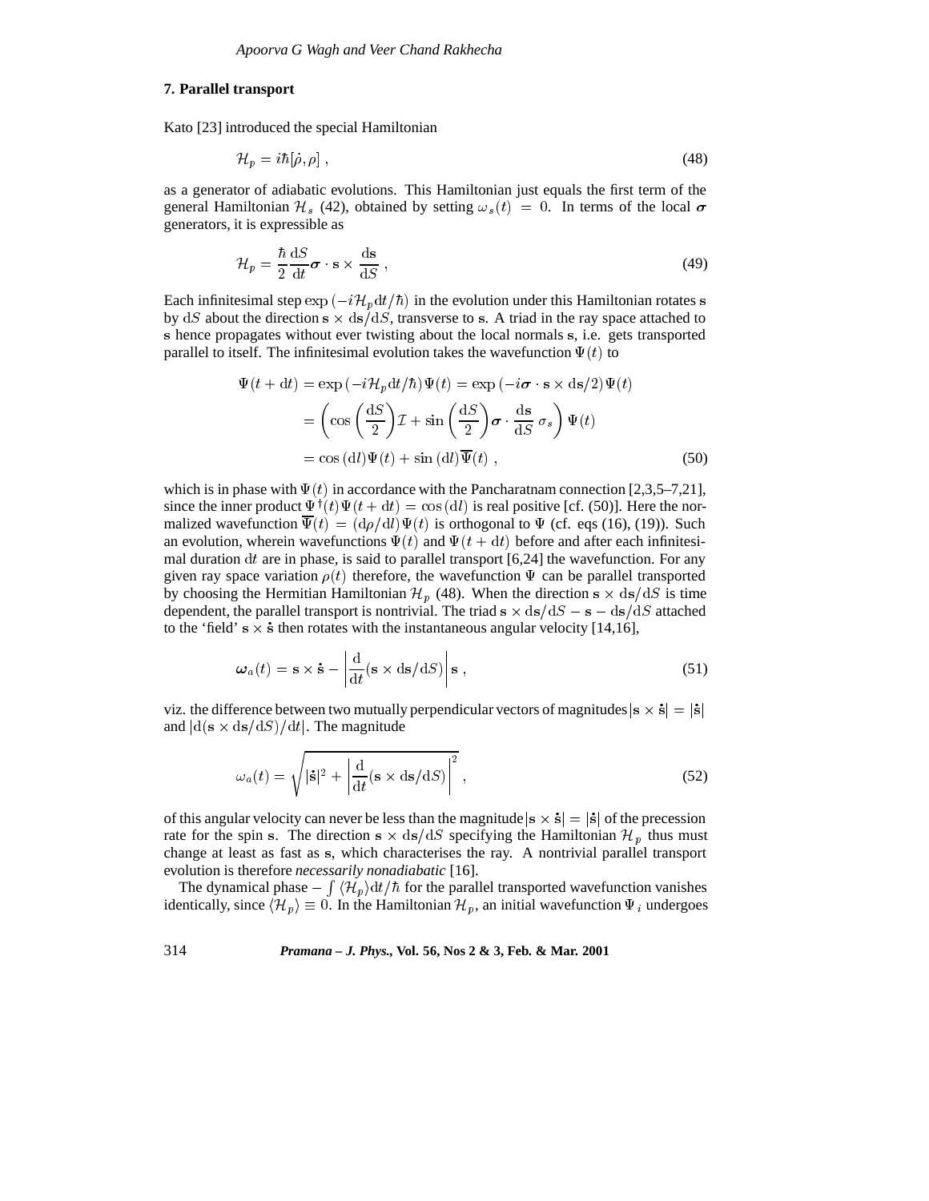## 7. Parallel transport

Kato [23] introduced the special Hamiltonian

$$\mathcal{H}_p = i\hbar[\dot{\rho}, \rho] \;, \tag{48}$$

as a generator of adiabatic evolutions. This Hamiltonian just equals the first term of the general Hamiltonian $\mathcal{H}_s$ (42), obtained by setting $\omega_s(t) = 0$. In terms of the local $\boldsymbol{\sigma}$ generators, it is expressible as

$$\mathcal{H}_p = \frac{\hbar}{2}\frac{\mathrm{d}S}{\mathrm{d}t}\boldsymbol{\sigma}\cdot\mathbf{s}\times\frac{\mathrm{d}\mathbf{s}}{\mathrm{d}S} \;, \tag{49}$$

Each infinitesimal step $\exp\left(-i\mathcal{H}_p\mathrm{d}t/\hbar\right)$ in the evolution under this Hamiltonian rotates $\mathbf{s}$ by $\mathrm{d}S$ about the direction $\mathbf{s}\times\mathrm{d}\mathbf{s}/\mathrm{d}S$, transverse to $\mathbf{s}$. A triad in the ray space attached to $\mathbf{s}$ hence propagates without ever twisting about the local normals $\mathbf{s}$, i.e. gets transported parallel to itself. The infinitesimal evolution takes the wavefunction $\Psi(t)$ to

$$\begin{aligned}
\Psi(t+\mathrm{d}t) &= \exp\left(-i\mathcal{H}_p\mathrm{d}t/\hbar\right)\Psi(t) = \exp\left(-i\boldsymbol{\sigma}\cdot\mathbf{s}\times\mathrm{d}\mathbf{s}/2\right)\Psi(t) \\
&= \left(\cos\left(\frac{\mathrm{d}S}{2}\right)\mathcal{I} + \sin\left(\frac{\mathrm{d}S}{2}\right)\boldsymbol{\sigma}\cdot\frac{\mathrm{d}\mathbf{s}}{\mathrm{d}S}\,\sigma_s\right)\Psi(t) \\
&= \cos\left(\mathrm{d}l\right)\Psi(t) + \sin\left(\mathrm{d}l\right)\overline{\Psi}(t) \;,
\end{aligned} \tag{50}$$

which is in phase with $\Psi(t)$ in accordance with the Pancharatnam connection [2,3,5–7,21], since the inner product $\Psi^\dagger(t)\Psi(t+\mathrm{d}t) = \cos\left(\mathrm{d}l\right)$ is real positive [cf. (50)]. Here the normalized wavefunction $\overline{\Psi}(t) = (\mathrm{d}\rho/\mathrm{d}l)\Psi(t)$ is orthogonal to $\Psi$ (cf. eqs (16), (19)). Such an evolution, wherein wavefunctions $\Psi(t)$ and $\Psi(t+\mathrm{d}t)$ before and after each infinitesimal duration $\mathrm{d}t$ are in phase, is said to parallel transport [6,24] the wavefunction. For any given ray space variation $\rho(t)$ therefore, the wavefunction $\Psi$ can be parallel transported by choosing the Hermitian Hamiltonian $\mathcal{H}_p$ (48). When the direction $\mathbf{s}\times\mathrm{d}\mathbf{s}/\mathrm{d}S$ is time dependent, the parallel transport is nontrivial. The triad $\mathbf{s}\times\mathrm{d}\mathbf{s}/\mathrm{d}S - \mathbf{s} - \mathrm{d}\mathbf{s}/\mathrm{d}S$ attached to the 'field' $\mathbf{s}\times\dot{\mathbf{s}}$ then rotates with the instantaneous angular velocity [14,16],

$$\boldsymbol{\omega}_a(t) = \mathbf{s}\times\dot{\mathbf{s}} - \left|\frac{\mathrm{d}}{\mathrm{d}t}(\mathbf{s}\times\mathrm{d}\mathbf{s}/\mathrm{d}S)\right|\mathbf{s} \;, \tag{51}$$

viz. the difference between two mutually perpendicular vectors of magnitudes $|\mathbf{s}\times\dot{\mathbf{s}}| = |\dot{\mathbf{s}}|$ and $|\mathrm{d}(\mathbf{s}\times\mathrm{d}\mathbf{s}/\mathrm{d}S)/\mathrm{d}t|$. The magnitude

$$\omega_a(t) = \sqrt{|\dot{\mathbf{s}}|^2 + \left|\frac{\mathrm{d}}{\mathrm{d}t}(\mathbf{s}\times\mathrm{d}\mathbf{s}/\mathrm{d}S)\right|^2} \;, \tag{52}$$

of this angular velocity can never be less than the magnitude $|\mathbf{s}\times\dot{\mathbf{s}}| = |\dot{\mathbf{s}}|$ of the precession rate for the spin $\mathbf{s}$. The direction $\mathbf{s}\times\mathrm{d}\mathbf{s}/\mathrm{d}S$ specifying the Hamiltonian $\mathcal{H}_p$ thus must change at least as fast as $\mathbf{s}$, which characterises the ray. A nontrivial parallel transport evolution is therefore *necessarily nonadiabatic* [16].

The dynamical phase $-\int\langle\mathcal{H}_p\rangle\mathrm{d}t/\hbar$ for the parallel transported wavefunction vanishes identically, since $\langle\mathcal{H}_p\rangle \equiv 0$. In the Hamiltonian $\mathcal{H}_p$, an initial wavefunction $\Psi_i$ undergoes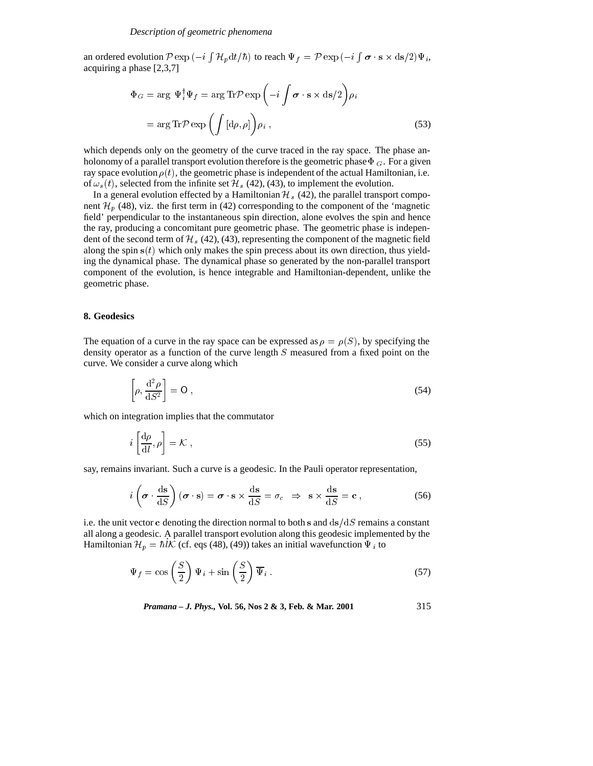an ordered evolution $\mathcal{P}\exp\left(-i\int \mathcal{H}_p \mathrm{d}t/\hbar\right)$ to reach $\Psi_f = \mathcal{P}\exp\left(-i\int \boldsymbol{\sigma}\cdot\mathbf{s}\times\mathrm{d}\mathbf{s}/2\right)\Psi_i$, acquiring a phase [2,3,7]

$$
\begin{aligned}
\Phi_G &= \arg\ \Psi_i^\dagger \Psi_f = \arg \mathrm{Tr}\mathcal{P}\exp\left(-i\int \boldsymbol{\sigma}\cdot\mathbf{s}\times\mathrm{d}\mathbf{s}/2\right)\rho_i \\
&= \arg \mathrm{Tr}\mathcal{P}\exp\left(\int [\mathrm{d}\rho, \rho]\right)\rho_i \, ,
\end{aligned}
\tag{53}
$$

which depends only on the geometry of the curve traced in the ray space. The phase anholonomy of a parallel transport evolution therefore is the geometric phase $\Phi_G$. For a given ray space evolution $\rho(t)$, the geometric phase is independent of the actual Hamiltonian, i.e. of $\omega_s(t)$, selected from the infinite set $\mathcal{H}_s$ (42), (43), to implement the evolution.

In a general evolution effected by a Hamiltonian $\mathcal{H}_s$ (42), the parallel transport component $\mathcal{H}_p$ (48), viz. the first term in (42) corresponding to the component of the 'magnetic field' perpendicular to the instantaneous spin direction, alone evolves the spin and hence the ray, producing a concomitant pure geometric phase. The geometric phase is independent of the second term of $\mathcal{H}_s$ (42), (43), representing the component of the magnetic field along the spin $\mathbf{s}(t)$ which only makes the spin precess about its own direction, thus yielding the dynamical phase. The dynamical phase so generated by the non-parallel transport component of the evolution, is hence integrable and Hamiltonian-dependent, unlike the geometric phase.

## 8. Geodesics

The equation of a curve in the ray space can be expressed as $\rho = \rho(S)$, by specifying the density operator as a function of the curve length $S$ measured from a fixed point on the curve. We consider a curve along which

$$
\left[\rho, \frac{\mathrm{d}^2\rho}{\mathrm{d}S^2}\right] = \mathsf{O} \, ,
\tag{54}
$$

which on integration implies that the commutator

$$
i\left[\frac{\mathrm{d}\rho}{\mathrm{d}l}, \rho\right] = \mathcal{K} \, ,
\tag{55}
$$

say, remains invariant. Such a curve is a geodesic. In the Pauli operator representation,

$$
i\left(\boldsymbol{\sigma}\cdot\frac{\mathrm{d}\mathbf{s}}{\mathrm{d}S}\right)(\boldsymbol{\sigma}\cdot\mathbf{s}) = \boldsymbol{\sigma}\cdot\mathbf{s}\times\frac{\mathrm{d}\mathbf{s}}{\mathrm{d}S} = \sigma_c \ \ \Rightarrow \ \ \mathbf{s}\times\frac{\mathrm{d}\mathbf{s}}{\mathrm{d}S} = \mathbf{c} \, ,
\tag{56}
$$

i.e. the unit vector $\mathbf{c}$ denoting the direction normal to both $\mathbf{s}$ and $\mathrm{d}\mathbf{s}/\mathrm{d}S$ remains a constant all along a geodesic. A parallel transport evolution along this geodesic implemented by the Hamiltonian $\mathcal{H}_p = \hbar\dot{l}\mathcal{K}$ (cf. eqs (48), (49)) takes an initial wavefunction $\Psi_i$ to

$$
\Psi_f = \cos\left(\frac{S}{2}\right)\Psi_i + \sin\left(\frac{S}{2}\right)\overline{\Psi}_i \, .
\tag{57}
$$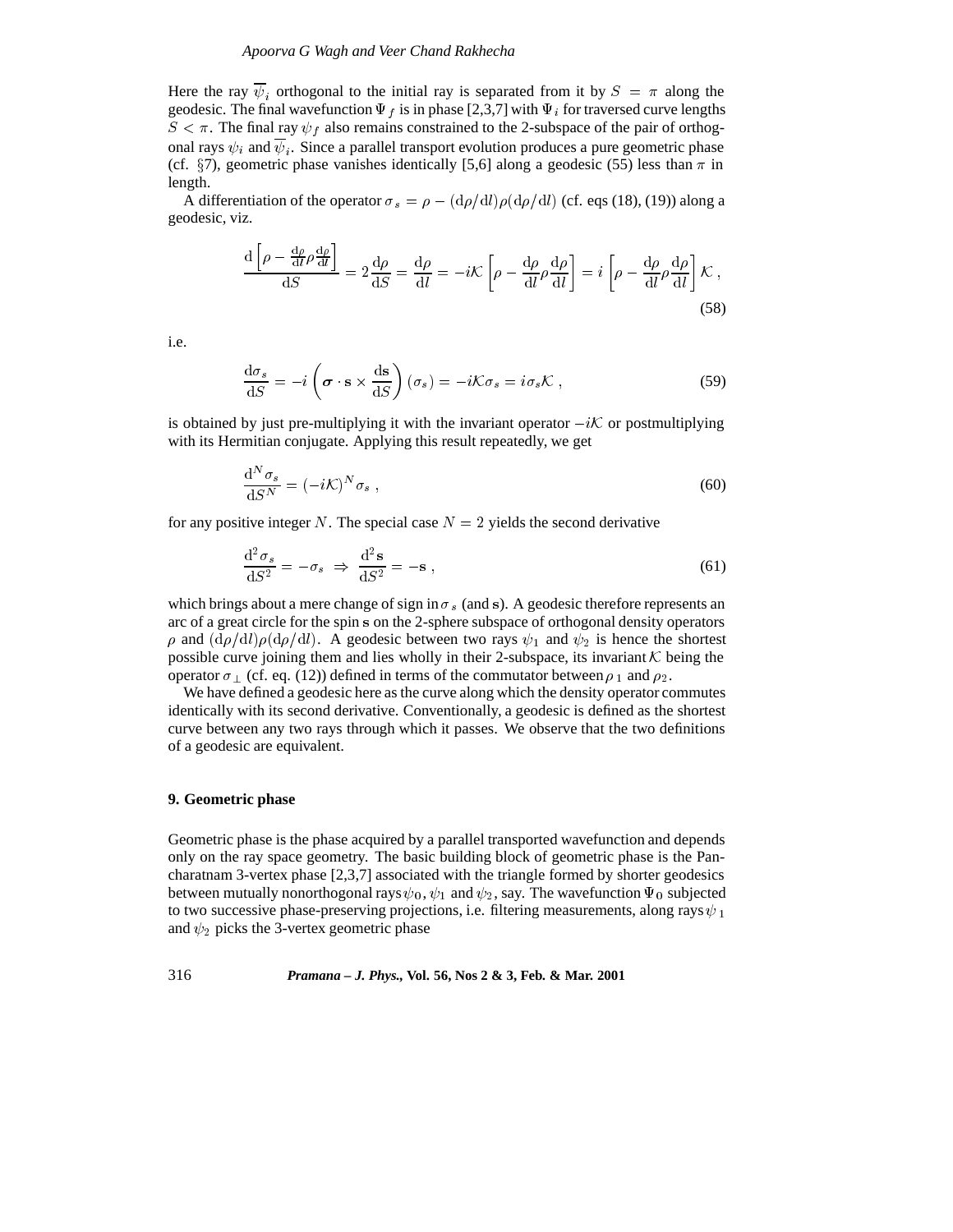Here the ray $\overline{\psi}_i$ orthogonal to the initial ray is separated from it by $S = \pi$ along the geodesic. The final wavefunction $\Psi_f$ is in phase [2,3,7] with $\Psi_i$ for traversed curve lengths $S < \pi$. The final ray $\psi_f$ also remains constrained to the 2-subspace of the pair of orthogonal rays $\psi_i$ and $\overline{\psi}_i$. Since a parallel transport evolution produces a pure geometric phase (cf. §7), geometric phase vanishes identically [5,6] along a geodesic (55) less than $\pi$ in length.

A differentiation of the operator $\sigma_s = \rho - (\mathrm{d}\rho/\mathrm{d}l)\rho(\mathrm{d}\rho/\mathrm{d}l)$ (cf. eqs (18), (19)) along a geodesic, viz.

$$\frac{\mathrm{d}\left[\rho - \frac{\mathrm{d}\rho}{\mathrm{d}l}\rho\frac{\mathrm{d}\rho}{\mathrm{d}l}\right]}{\mathrm{d}S} = 2\frac{\mathrm{d}\rho}{\mathrm{d}S} = \frac{\mathrm{d}\rho}{\mathrm{d}l} = -i\mathcal{K}\left[\rho - \frac{\mathrm{d}\rho}{\mathrm{d}l}\rho\frac{\mathrm{d}\rho}{\mathrm{d}l}\right] = i\left[\rho - \frac{\mathrm{d}\rho}{\mathrm{d}l}\rho\frac{\mathrm{d}\rho}{\mathrm{d}l}\right]\mathcal{K}\,, \tag{58}$$

i.e.

$$\frac{\mathrm{d}\sigma_s}{\mathrm{d}S} = -i\left(\boldsymbol{\sigma}\cdot\mathbf{s}\times\frac{\mathrm{d}\mathbf{s}}{\mathrm{d}S}\right)(\sigma_s) = -i\mathcal{K}\sigma_s = i\sigma_s\mathcal{K}\,, \tag{59}$$

is obtained by just pre-multiplying it with the invariant operator $-i\mathcal{K}$ or postmultiplying with its Hermitian conjugate. Applying this result repeatedly, we get

$$\frac{\mathrm{d}^N\sigma_s}{\mathrm{d}S^N} = (-i\mathcal{K})^N\sigma_s\,, \tag{60}$$

for any positive integer $N$. The special case $N = 2$ yields the second derivative

$$\frac{\mathrm{d}^2\sigma_s}{\mathrm{d}S^2} = -\sigma_s \;\Rightarrow\; \frac{\mathrm{d}^2\mathbf{s}}{\mathrm{d}S^2} = -\mathbf{s}\,, \tag{61}$$

which brings about a mere change of sign in $\sigma_s$ (and $\mathbf{s}$). A geodesic therefore represents an arc of a great circle for the spin $\mathbf{s}$ on the 2-sphere subspace of orthogonal density operators $\rho$ and $(\mathrm{d}\rho/\mathrm{d}l)\rho(\mathrm{d}\rho/\mathrm{d}l)$. A geodesic between two rays $\psi_1$ and $\psi_2$ is hence the shortest possible curve joining them and lies wholly in their 2-subspace, its invariant $\mathcal{K}$ being the operator $\sigma_\perp$ (cf. eq. (12)) defined in terms of the commutator between $\rho_1$ and $\rho_2$.

We have defined a geodesic here as the curve along which the density operator commutes identically with its second derivative. Conventionally, a geodesic is defined as the shortest curve between any two rays through which it passes. We observe that the two definitions of a geodesic are equivalent.

## 9. Geometric phase

Geometric phase is the phase acquired by a parallel transported wavefunction and depends only on the ray space geometry. The basic building block of geometric phase is the Pancharatnam 3-vertex phase [2,3,7] associated with the triangle formed by shorter geodesics between mutually nonorthogonal rays $\psi_0$, $\psi_1$ and $\psi_2$, say. The wavefunction $\Psi_0$ subjected to two successive phase-preserving projections, i.e. filtering measurements, along rays $\psi_1$ and $\psi_2$ picks the 3-vertex geometric phase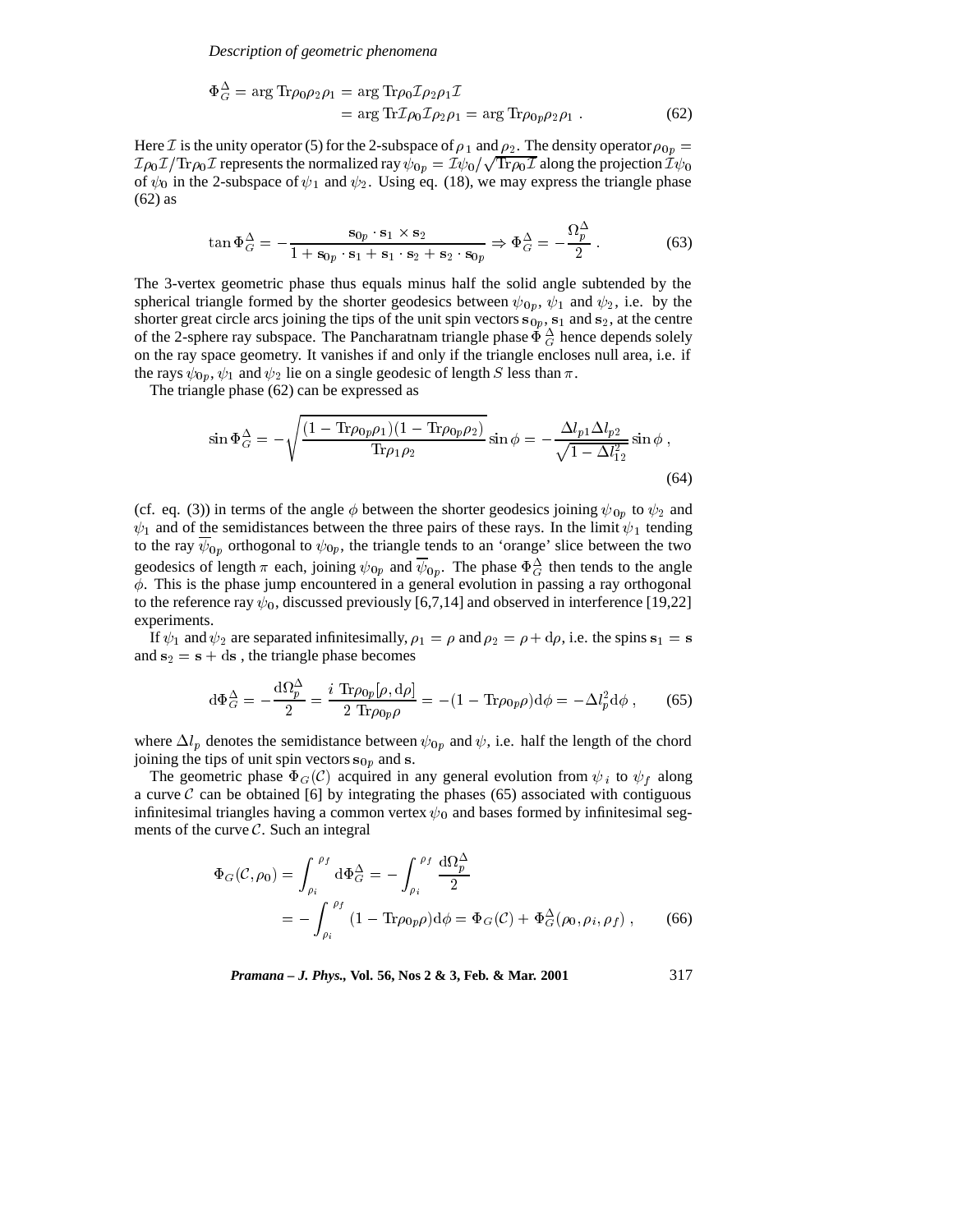$$\Phi_G^\Delta = \arg \mathrm{Tr}\rho_0\rho_2\rho_1 = \arg \mathrm{Tr}\rho_0\mathcal{I}\rho_2\rho_1\mathcal{I}$$
$$= \arg \mathrm{Tr}\mathcal{I}\rho_0\mathcal{I}\rho_2\rho_1 = \arg \mathrm{Tr}\rho_{0p}\rho_2\rho_1 \; . \tag{62}$$

Here $\mathcal{I}$ is the unity operator (5) for the 2-subspace of $\rho_1$ and $\rho_2$. The density operator $\rho_{0p} = \mathcal{I}\rho_0\mathcal{I}/\mathrm{Tr}\rho_0\mathcal{I}$ represents the normalized ray $\psi_{0p} = \mathcal{I}\psi_0/\sqrt{\mathrm{Tr}\rho_0\mathcal{I}}$ along the projection $\mathcal{I}\psi_0$ of $\psi_0$ in the 2-subspace of $\psi_1$ and $\psi_2$. Using eq. (18), we may express the triangle phase (62) as

$$\tan \Phi_G^\Delta = -\frac{\mathbf{s}_{0p}\cdot\mathbf{s}_1\times\mathbf{s}_2}{1+\mathbf{s}_{0p}\cdot\mathbf{s}_1+\mathbf{s}_1\cdot\mathbf{s}_2+\mathbf{s}_2\cdot\mathbf{s}_{0p}} \Rightarrow \Phi_G^\Delta = -\frac{\Omega_p^\Delta}{2} \; . \tag{63}$$

The 3-vertex geometric phase thus equals minus half the solid angle subtended by the spherical triangle formed by the shorter geodesics between $\psi_{0p}$, $\psi_1$ and $\psi_2$, i.e. by the shorter great circle arcs joining the tips of the unit spin vectors $\mathbf{s}_{0p}$, $\mathbf{s}_1$ and $\mathbf{s}_2$, at the centre of the 2-sphere ray subspace. The Pancharatnam triangle phase $\Phi_G^\Delta$ hence depends solely on the ray space geometry. It vanishes if and only if the triangle encloses null area, i.e. if the rays $\psi_{0p}$, $\psi_1$ and $\psi_2$ lie on a single geodesic of length $S$ less than $\pi$.

The triangle phase (62) can be expressed as

$$\sin \Phi_G^\Delta = -\sqrt{\frac{(1-\mathrm{Tr}\rho_{0p}\rho_1)(1-\mathrm{Tr}\rho_{0p}\rho_2)}{\mathrm{Tr}\rho_1\rho_2}}\sin\phi = -\frac{\Delta l_{p1}\Delta l_{p2}}{\sqrt{1-\Delta l_{12}^2}}\sin\phi \; , \tag{64}$$

(cf. eq. (3)) in terms of the angle $\phi$ between the shorter geodesics joining $\psi_{0p}$ to $\psi_2$ and $\psi_1$ and of the semidistances between the three pairs of these rays. In the limit $\psi_1$ tending to the ray $\overline{\psi}_{0p}$ orthogonal to $\psi_{0p}$, the triangle tends to an 'orange' slice between the two geodesics of length $\pi$ each, joining $\psi_{0p}$ and $\overline{\psi}_{0p}$. The phase $\Phi_G^\Delta$ then tends to the angle $\phi$. This is the phase jump encountered in a general evolution in passing a ray orthogonal to the reference ray $\psi_0$, discussed previously [6,7,14] and observed in interference [19,22] experiments.

If $\psi_1$ and $\psi_2$ are separated infinitesimally, $\rho_1 = \rho$ and $\rho_2 = \rho + \mathrm{d}\rho$, i.e. the spins $\mathbf{s}_1 = \mathbf{s}$ and $\mathbf{s}_2 = \mathbf{s} + \mathrm{d}\mathbf{s}$ , the triangle phase becomes

$$\mathrm{d}\Phi_G^\Delta = -\frac{\mathrm{d}\Omega_p^\Delta}{2} = \frac{i\;\mathrm{Tr}\rho_{0p}[\rho,\mathrm{d}\rho]}{2\;\mathrm{Tr}\rho_{0p}\rho} = -(1-\mathrm{Tr}\rho_{0p}\rho)\mathrm{d}\phi = -\Delta l_p^2\mathrm{d}\phi \; , \tag{65}$$

where $\Delta l_p$ denotes the semidistance between $\psi_{0p}$ and $\psi$, i.e. half the length of the chord joining the tips of unit spin vectors $\mathbf{s}_{0p}$ and $\mathbf{s}$.

The geometric phase $\Phi_G(\mathcal{C})$ acquired in any general evolution from $\psi_i$ to $\psi_f$ along a curve $\mathcal{C}$ can be obtained [6] by integrating the phases (65) associated with contiguous infinitesimal triangles having a common vertex $\psi_0$ and bases formed by infinitesimal segments of the curve $\mathcal{C}$. Such an integral

$$\Phi_G(\mathcal{C},\rho_0) = \int_{\rho_i}^{\rho_f}\mathrm{d}\Phi_G^\Delta = -\int_{\rho_i}^{\rho_f}\frac{\mathrm{d}\Omega_p^\Delta}{2}$$
$$= -\int_{\rho_i}^{\rho_f}(1-\mathrm{Tr}\rho_{0p}\rho)\mathrm{d}\phi = \Phi_G(\mathcal{C}) + \Phi_G^\Delta(\rho_0,\rho_i,\rho_f) \; , \tag{66}$$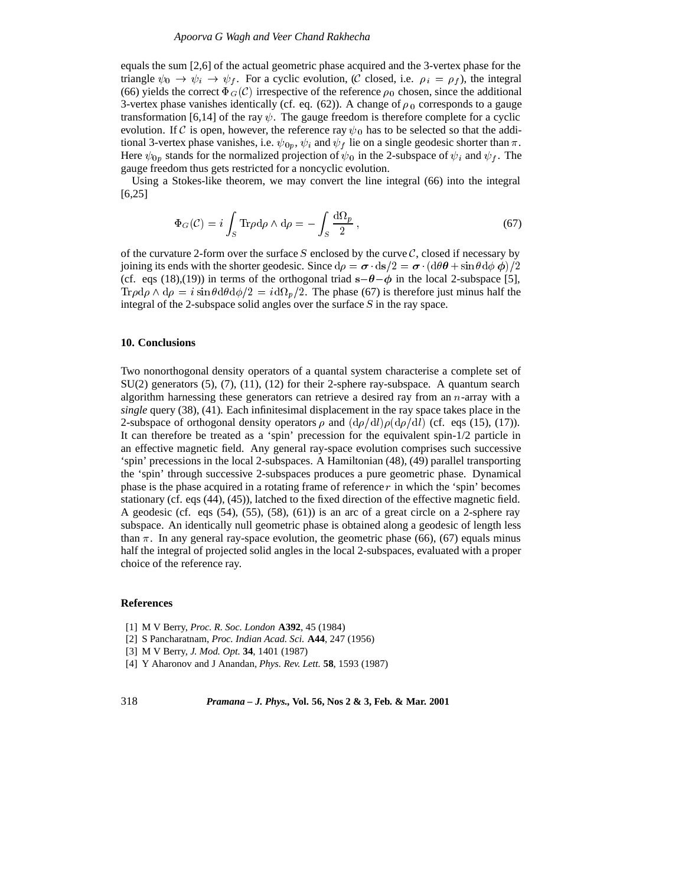equals the sum [2,6] of the actual geometric phase acquired and the 3-vertex phase for the triangle $\psi_0 \to \psi_i \to \psi_f$. For a cyclic evolution, ($\mathcal{C}$ closed, i.e. $\rho_i = \rho_f$), the integral (66) yields the correct $\Phi_G(\mathcal{C})$ irrespective of the reference $\rho_0$ chosen, since the additional 3-vertex phase vanishes identically (cf. eq. (62)). A change of $\rho_0$ corresponds to a gauge transformation [6,14] of the ray $\psi$. The gauge freedom is therefore complete for a cyclic evolution. If $\mathcal{C}$ is open, however, the reference ray $\psi_0$ has to be selected so that the additional 3-vertex phase vanishes, i.e. $\psi_{0p}$, $\psi_i$ and $\psi_f$ lie on a single geodesic shorter than $\pi$. Here $\psi_{0p}$ stands for the normalized projection of $\psi_0$ in the 2-subspace of $\psi_i$ and $\psi_f$. The gauge freedom thus gets restricted for a noncyclic evolution.

Using a Stokes-like theorem, we may convert the line integral (66) into the integral [6,25]

$$\Phi_G(\mathcal{C}) = i \int_S \mathrm{Tr}\rho \mathrm{d}\rho \wedge \mathrm{d}\rho = -\int_S \frac{\mathrm{d}\Omega_p}{2}\,, \tag{67}$$

of the curvature 2-form over the surface $S$ enclosed by the curve $\mathcal{C}$, closed if necessary by joining its ends with the shorter geodesic. Since $\mathrm{d}\rho = \boldsymbol{\sigma} \cdot \mathrm{d}\mathbf{s}/2 = \boldsymbol{\sigma} \cdot (\mathrm{d}\theta \boldsymbol{\theta} + \sin\theta \mathrm{d}\phi\, \boldsymbol{\phi})/2$ (cf. eqs (18),(19)) in terms of the orthogonal triad $\mathbf{s}-\boldsymbol{\theta}-\boldsymbol{\phi}$ in the local 2-subspace [5], $\mathrm{Tr}\rho\mathrm{d}\rho \wedge \mathrm{d}\rho = i \sin\theta \mathrm{d}\theta\mathrm{d}\phi/2 = i\mathrm{d}\Omega_p/2$. The phase (67) is therefore just minus half the integral of the 2-subspace solid angles over the surface $S$ in the ray space.

## 10. Conclusions

Two nonorthogonal density operators of a quantal system characterise a complete set of SU(2) generators (5), (7), (11), (12) for their 2-sphere ray-subspace. A quantum search algorithm harnessing these generators can retrieve a desired ray from an $n$-array with a *single* query (38), (41). Each infinitesimal displacement in the ray space takes place in the 2-subspace of orthogonal density operators $\rho$ and $(\mathrm{d}\rho/\mathrm{d}l)\rho(\mathrm{d}\rho/\mathrm{d}l)$ (cf. eqs (15), (17)). It can therefore be treated as a 'spin' precession for the equivalent spin-1/2 particle in an effective magnetic field. Any general ray-space evolution comprises such successive 'spin' precessions in the local 2-subspaces. A Hamiltonian (48), (49) parallel transporting the 'spin' through successive 2-subspaces produces a pure geometric phase. Dynamical phase is the phase acquired in a rotating frame of reference $r$ in which the 'spin' becomes stationary (cf. eqs (44), (45)), latched to the fixed direction of the effective magnetic field. A geodesic (cf. eqs (54), (55), (58), (61)) is an arc of a great circle on a 2-sphere ray subspace. An identically null geometric phase is obtained along a geodesic of length less than $\pi$. In any general ray-space evolution, the geometric phase (66), (67) equals minus half the integral of projected solid angles in the local 2-subspaces, evaluated with a proper choice of the reference ray.

## References

[1] M V Berry, *Proc. R. Soc. London* **A392**, 45 (1984)
[2] S Pancharatnam, *Proc. Indian Acad. Sci.* **A44**, 247 (1956)
[3] M V Berry, *J. Mod. Opt.* **34**, 1401 (1987)
[4] Y Aharonov and J Anandan, *Phys. Rev. Lett.* **58**, 1593 (1987)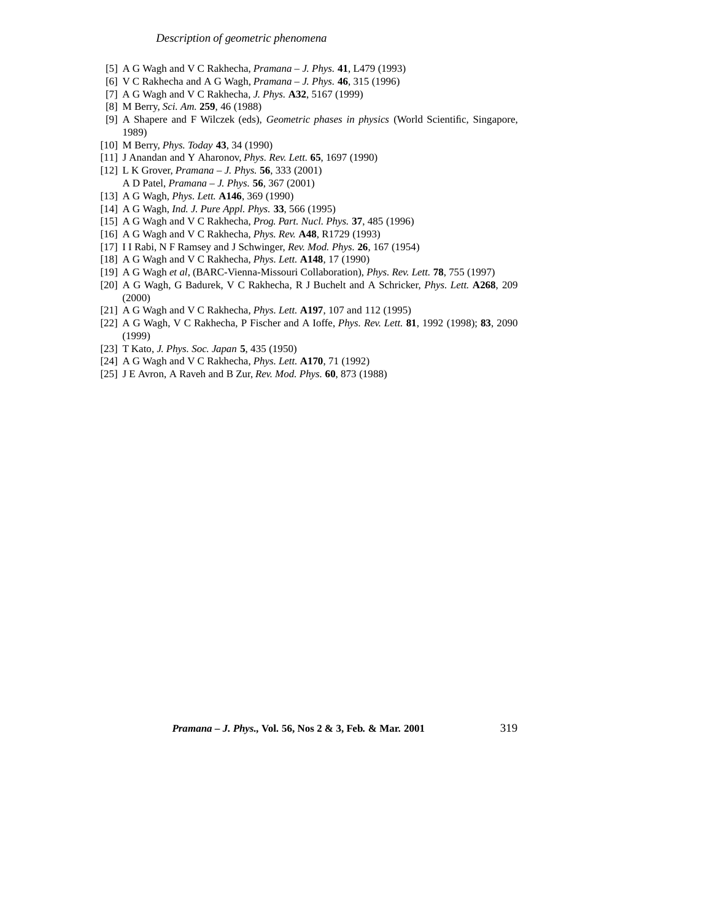[5] A G Wagh and V C Rakhecha, *Pramana – J. Phys.* **41**, L479 (1993)
[6] V C Rakhecha and A G Wagh, *Pramana – J. Phys.* **46**, 315 (1996)
[7] A G Wagh and V C Rakhecha, *J. Phys.* **A32**, 5167 (1999)
[8] M Berry, *Sci. Am.* **259**, 46 (1988)
[9] A Shapere and F Wilczek (eds), *Geometric phases in physics* (World Scientific, Singapore, 1989)
[10] M Berry, *Phys. Today* **43**, 34 (1990)
[11] J Anandan and Y Aharonov, *Phys. Rev. Lett.* **65**, 1697 (1990)
[12] L K Grover, *Pramana – J. Phys.* **56**, 333 (2001)
A D Patel, *Pramana – J. Phys.* **56**, 367 (2001)
[13] A G Wagh, *Phys. Lett.* **A146**, 369 (1990)
[14] A G Wagh, *Ind. J. Pure Appl. Phys.* **33**, 566 (1995)
[15] A G Wagh and V C Rakhecha, *Prog. Part. Nucl. Phys.* **37**, 485 (1996)
[16] A G Wagh and V C Rakhecha, *Phys. Rev.* **A48**, R1729 (1993)
[17] I I Rabi, N F Ramsey and J Schwinger, *Rev. Mod. Phys.* **26**, 167 (1954)
[18] A G Wagh and V C Rakhecha, *Phys. Lett.* **A148**, 17 (1990)
[19] A G Wagh *et al*, (BARC-Vienna-Missouri Collaboration), *Phys. Rev. Lett.* **78**, 755 (1997)
[20] A G Wagh, G Badurek, V C Rakhecha, R J Buchelt and A Schricker, *Phys. Lett.* **A268**, 209 (2000)
[21] A G Wagh and V C Rakhecha, *Phys. Lett.* **A197**, 107 and 112 (1995)
[22] A G Wagh, V C Rakhecha, P Fischer and A Ioffe, *Phys. Rev. Lett.* **81**, 1992 (1998); **83**, 2090 (1999)
[23] T Kato, *J. Phys. Soc. Japan* **5**, 435 (1950)
[24] A G Wagh and V C Rakhecha, *Phys. Lett.* **A170**, 71 (1992)
[25] J E Avron, A Raveh and B Zur, *Rev. Mod. Phys.* **60**, 873 (1988)